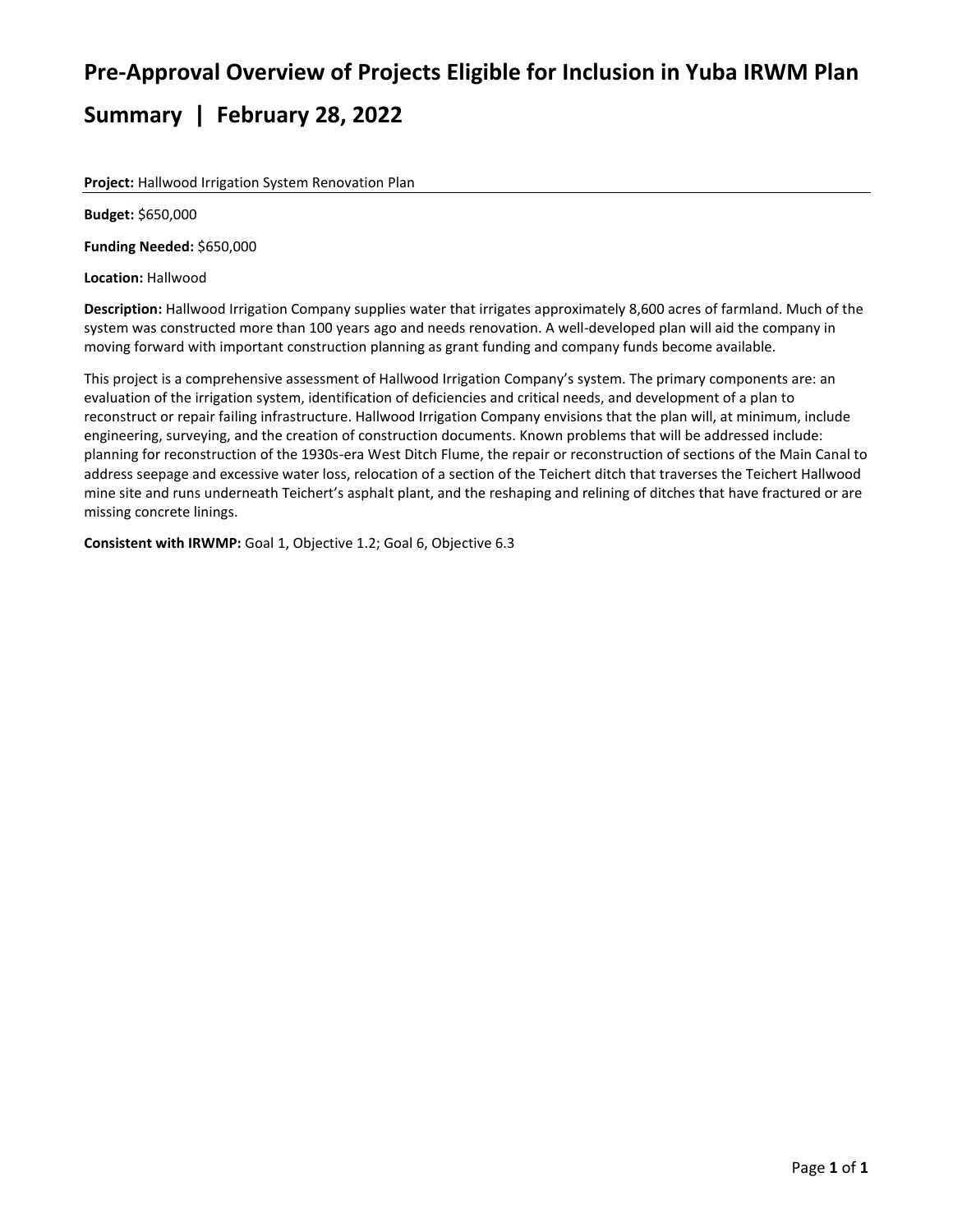# Pre-Approval Overview of Projects Eligible for Inclusion in Yuba IRWM Plan

# Summary | February 28, 2022

**Project:** Hallwood Irrigation System Renovation Plan

**Budget:** $650,000

**Funding Needed:** $650,000

**Location:** Hallwood

**Description:** Hallwood Irrigation Company supplies water that irrigates approximately 8,600 acres of farmland. Much of the system was constructed more than 100 years ago and needs renovation. A well-developed plan will aid the company in moving forward with important construction planning as grant funding and company funds become available.

This project is a comprehensive assessment of Hallwood Irrigation Company's system. The primary components are: an evaluation of the irrigation system, identification of deficiencies and critical needs, and development of a plan to reconstruct or repair failing infrastructure. Hallwood Irrigation Company envisions that the plan will, at minimum, include engineering, surveying, and the creation of construction documents. Known problems that will be addressed include: planning for reconstruction of the 1930s-era West Ditch Flume, the repair or reconstruction of sections of the Main Canal to address seepage and excessive water loss, relocation of a section of the Teichert ditch that traverses the Teichert Hallwood mine site and runs underneath Teichert's asphalt plant, and the reshaping and relining of ditches that have fractured or are missing concrete linings.

**Consistent with IRWMP:** Goal 1, Objective 1.2; Goal 6, Objective 6.3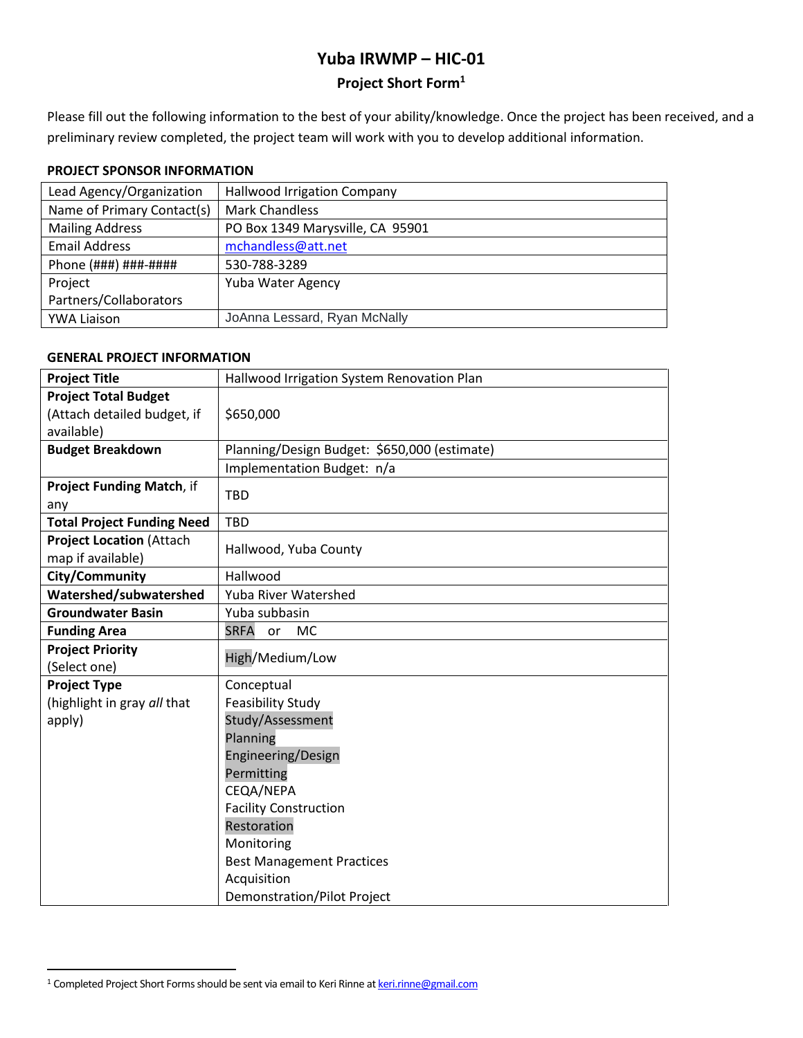# Yuba IRWMP – HIC-01

## Project Short Form[1]

Please fill out the following information to the best of your ability/knowledge. Once the project has been received, and a preliminary review completed, the project team will work with you to develop additional information.

### PROJECT SPONSOR INFORMATION

| Lead Agency/Organization | Hallwood Irrigation Company |
|---|---|
| Name of Primary Contact(s) | Mark Chandless |
| Mailing Address | PO Box 1349 Marysville, CA 95901 |
| Email Address | mchandless@att.net |
| Phone (###) ###-#### | 530-788-3289 |
| Project Partners/Collaborators | Yuba Water Agency |
| YWA Liaison | JoAnna Lessard, Ryan McNally |

### GENERAL PROJECT INFORMATION

| **Project Title** | Hallwood Irrigation System Renovation Plan |
|---|---|
| **Project Total Budget** (Attach detailed budget, if available) | $650,000 |
| **Budget Breakdown** | Planning/Design Budget: $650,000 (estimate) |
| | Implementation Budget: n/a |
| **Project Funding Match**, if any | TBD |
| **Total Project Funding Need** | TBD |
| **Project Location** (Attach map if available) | Hallwood, Yuba County |
| **City/Community** | Hallwood |
| **Watershed/subwatershed** | Yuba River Watershed |
| **Groundwater Basin** | Yuba subbasin |
| **Funding Area** | SRFA or MC (SRFA highlighted) |
| **Project Priority** (Select one) | High/Medium/Low (High highlighted) |
| **Project Type** (highlight in gray *all* that apply) | Conceptual<br>Feasibility Study<br>Study/Assessment (highlighted)<br>Planning (highlighted)<br>Engineering/Design (highlighted)<br>Permitting (highlighted)<br>CEQA/NEPA<br>Facility Construction<br>Restoration (highlighted)<br>Monitoring<br>Best Management Practices<br>Acquisition<br>Demonstration/Pilot Project |

[1] Completed Project Short Forms should be sent via email to Keri Rinne at keri.rinne@gmail.com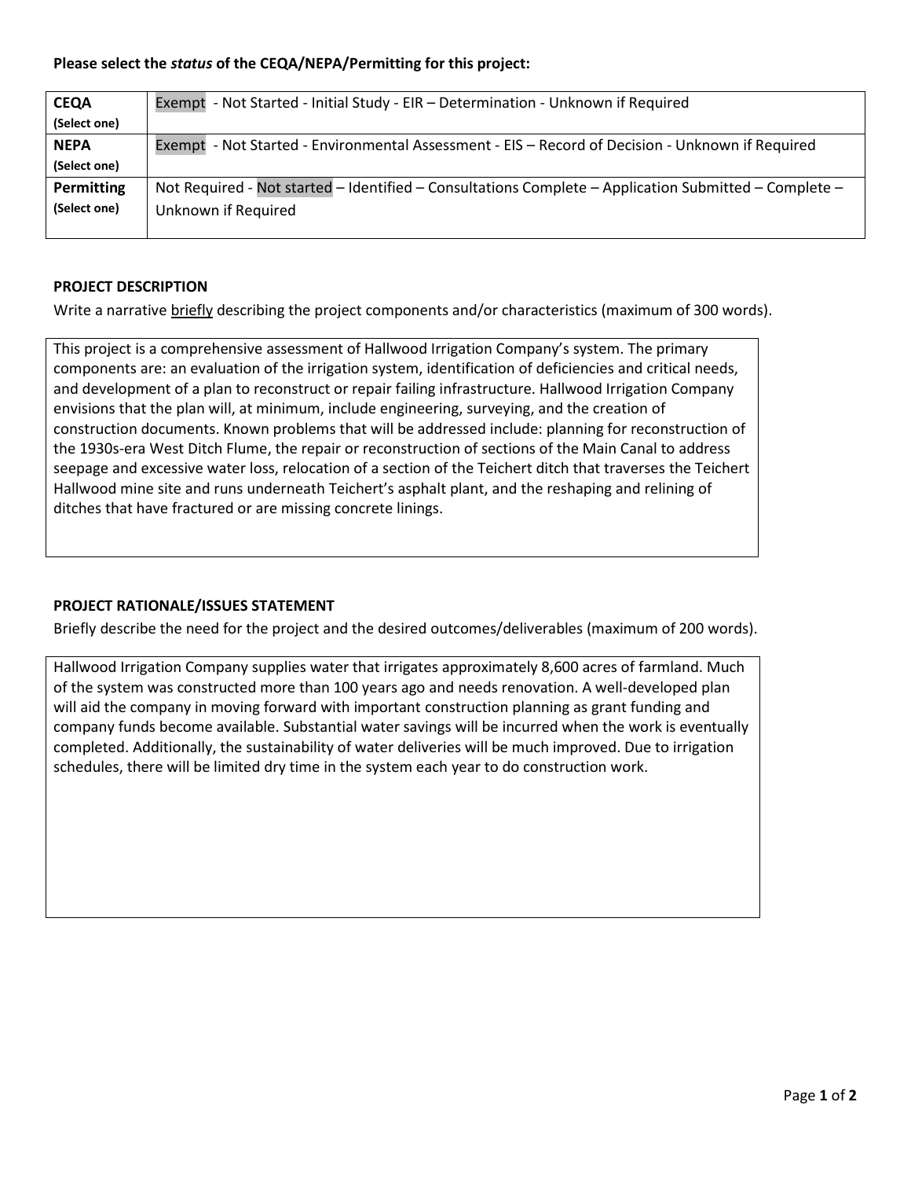**Please select the *status* of the CEQA/NEPA/Permitting for this project:**

| | |
|---|---|
| **CEQA** (Select one) | Exempt - Not Started - Initial Study - EIR – Determination - Unknown if Required |
| **NEPA** (Select one) | Exempt - Not Started - Environmental Assessment - EIS – Record of Decision - Unknown if Required |
| **Permitting** (Select one) | Not Required - Not started – Identified – Consultations Complete – Application Submitted – Complete – Unknown if Required |

**PROJECT DESCRIPTION**

Write a narrative briefly describing the project components and/or characteristics (maximum of 300 words).

This project is a comprehensive assessment of Hallwood Irrigation Company's system. The primary components are: an evaluation of the irrigation system, identification of deficiencies and critical needs, and development of a plan to reconstruct or repair failing infrastructure. Hallwood Irrigation Company envisions that the plan will, at minimum, include engineering, surveying, and the creation of construction documents. Known problems that will be addressed include: planning for reconstruction of the 1930s-era West Ditch Flume, the repair or reconstruction of sections of the Main Canal to address seepage and excessive water loss, relocation of a section of the Teichert ditch that traverses the Teichert Hallwood mine site and runs underneath Teichert's asphalt plant, and the reshaping and relining of ditches that have fractured or are missing concrete linings.

**PROJECT RATIONALE/ISSUES STATEMENT**

Briefly describe the need for the project and the desired outcomes/deliverables (maximum of 200 words).

Hallwood Irrigation Company supplies water that irrigates approximately 8,600 acres of farmland. Much of the system was constructed more than 100 years ago and needs renovation. A well-developed plan will aid the company in moving forward with important construction planning as grant funding and company funds become available. Substantial water savings will be incurred when the work is eventually completed. Additionally, the sustainability of water deliveries will be much improved. Due to irrigation schedules, there will be limited dry time in the system each year to do construction work.